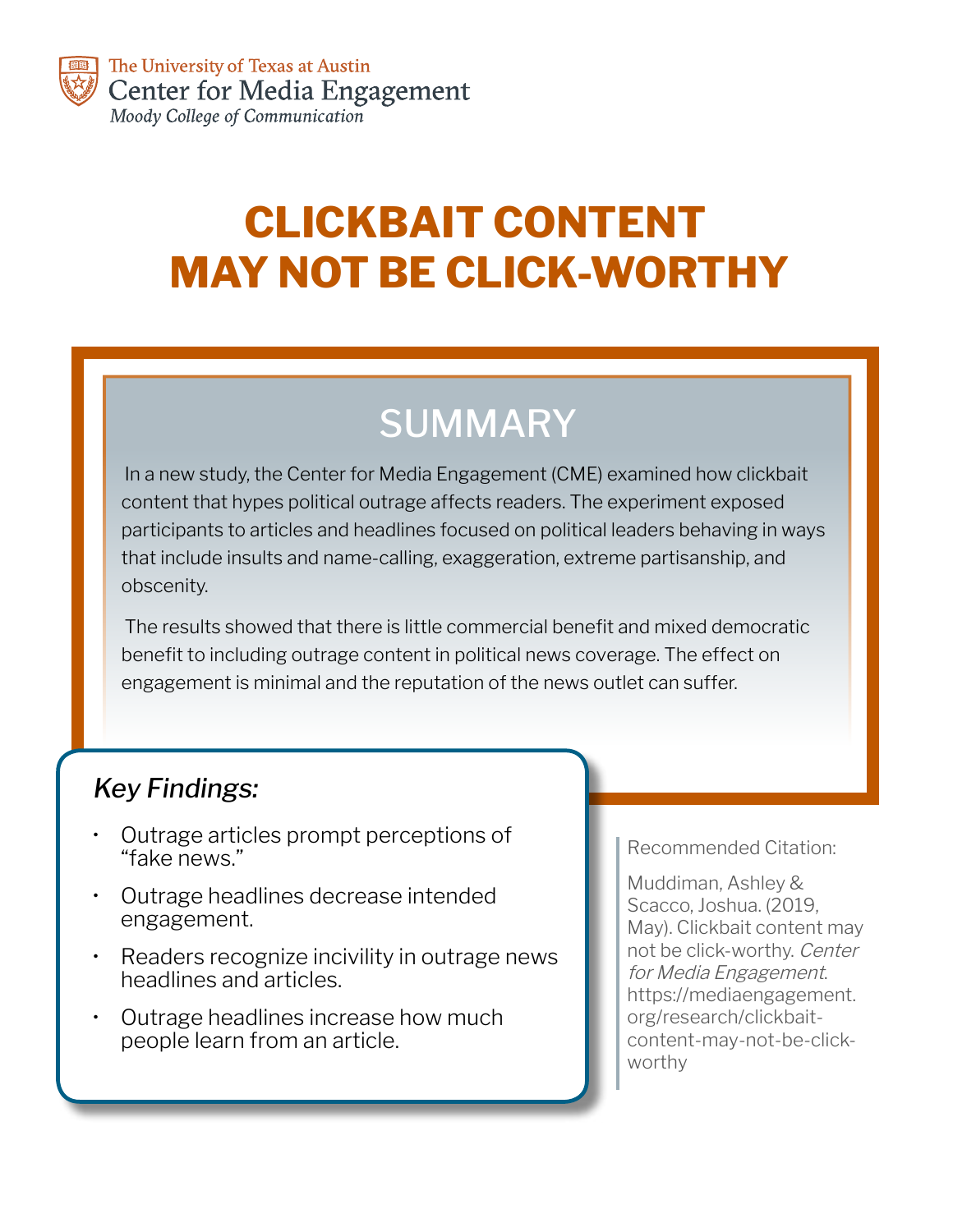The University of Texas at Austin
Center for Media Engagement
*Moody College of Communication*

# CLICKBAIT CONTENT MAY NOT BE CLICK-WORTHY

## SUMMARY

In a new study, the Center for Media Engagement (CME) examined how clickbait content that hypes political outrage affects readers. The experiment exposed participants to articles and headlines focused on political leaders behaving in ways that include insults and name-calling, exaggeration, extreme partisanship, and obscenity.

The results showed that there is little commercial benefit and mixed democratic benefit to including outrage content in political news coverage. The effect on engagement is minimal and the reputation of the news outlet can suffer.

### *Key Findings:*

- Outrage articles prompt perceptions of "fake news."
- Outrage headlines decrease intended engagement.
- Readers recognize incivility in outrage news headlines and articles.
- Outrage headlines increase how much people learn from an article.

Recommended Citation:

Muddiman, Ashley & Scacco, Joshua. (2019, May). Clickbait content may not be click-worthy. *Center for Media Engagement*. https://mediaengagement.org/research/clickbait-content-may-not-be-click-worthy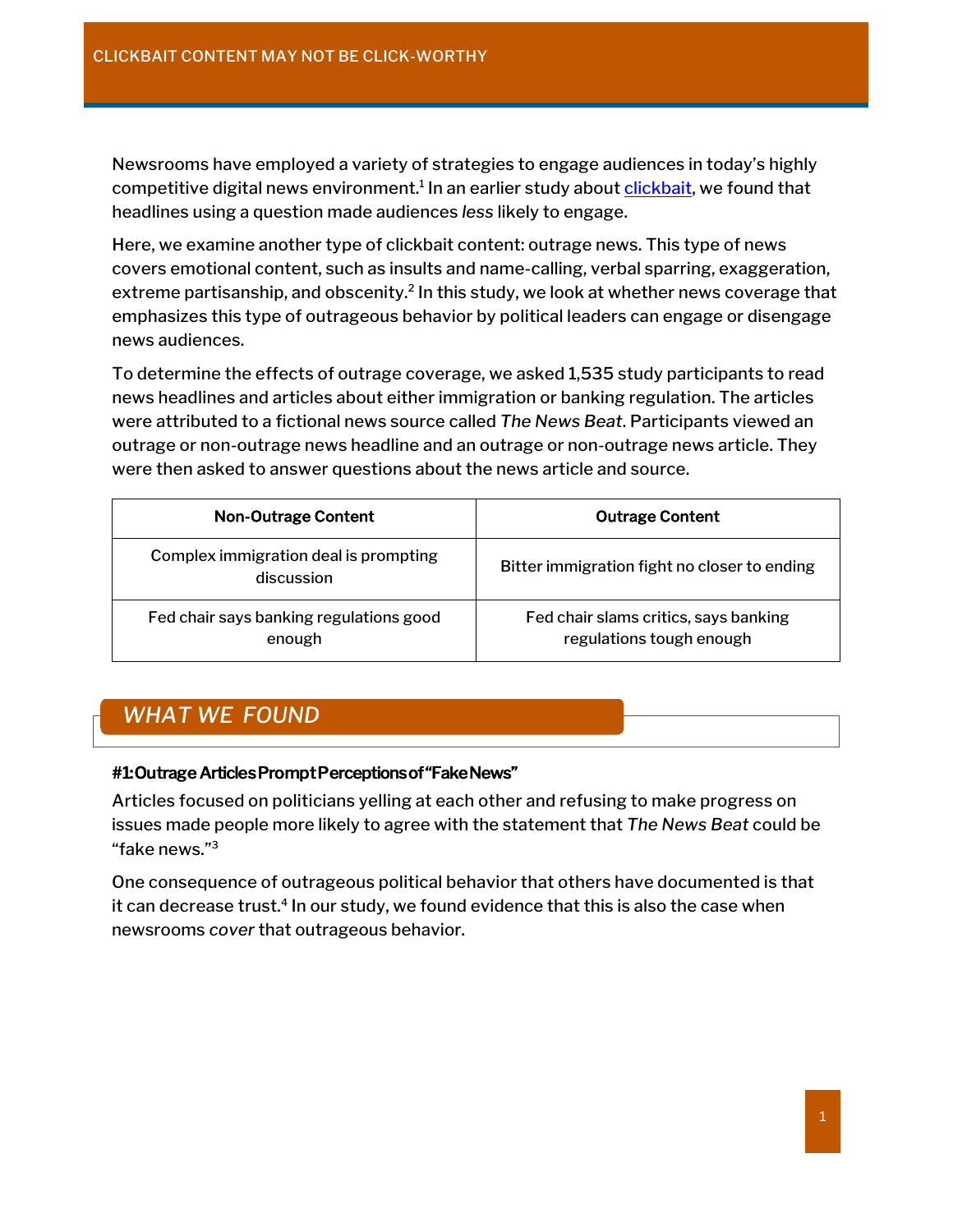Newsrooms have employed a variety of strategies to engage audiences in today's highly competitive digital news environment.[1] In an earlier study about clickbait, we found that headlines using a question made audiences *less* likely to engage.

Here, we examine another type of clickbait content: outrage news. This type of news covers emotional content, such as insults and name-calling, verbal sparring, exaggeration, extreme partisanship, and obscenity.[2] In this study, we look at whether news coverage that emphasizes this type of outrageous behavior by political leaders can engage or disengage news audiences.

To determine the effects of outrage coverage, we asked 1,535 study participants to read news headlines and articles about either immigration or banking regulation. The articles were attributed to a fictional news source called *The News Beat*. Participants viewed an outrage or non-outrage news headline and an outrage or non-outrage news article. They were then asked to answer questions about the news article and source.

| Non-Outrage Content | Outrage Content |
| --- | --- |
| Complex immigration deal is prompting discussion | Bitter immigration fight no closer to ending |
| Fed chair says banking regulations good enough | Fed chair slams critics, says banking regulations tough enough |

## WHAT WE FOUND

### #1: Outrage Articles Prompt Perceptions of "Fake News"

Articles focused on politicians yelling at each other and refusing to make progress on issues made people more likely to agree with the statement that *The News Beat* could be "fake news."[3]

One consequence of outrageous political behavior that others have documented is that it can decrease trust.[4] In our study, we found evidence that this is also the case when newsrooms *cover* that outrageous behavior.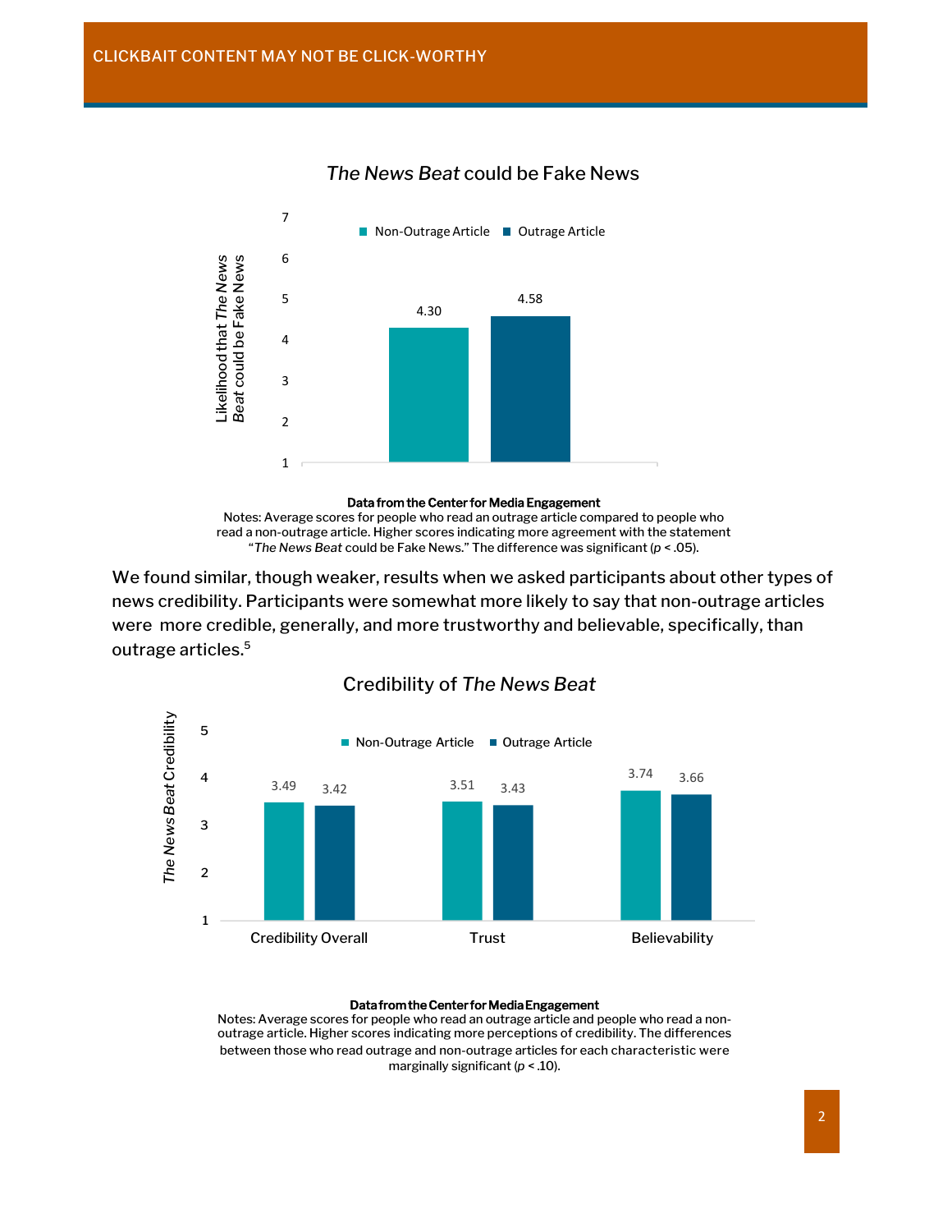### *The News Beat* could be Fake News

| | Non-Outrage Article | Outrage Article |
|---|---|---|
| Likelihood that *The News Beat* could be Fake News | 4.30 | 4.58 |

**Data from the Center for Media Engagement**
Notes: Average scores for people who read an outrage article compared to people who read a non-outrage article. Higher scores indicating more agreement with the statement "*The News Beat* could be Fake News." The difference was significant ($p < .05$).

We found similar, though weaker, results when we asked participants about other types of news credibility. Participants were somewhat more likely to say that non-outrage articles were more credible, generally, and more trustworthy and believable, specifically, than outrage articles.[5]

### Credibility of *The News Beat*

| | Non-Outrage Article | Outrage Article |
|---|---|---|
| Credibility Overall | 3.49 | 3.42 |
| Trust | 3.51 | 3.43 |
| Believability | 3.74 | 3.66 |

**Data from the Center for Media Engagement**
Notes: Average scores for people who read an outrage article and people who read a non-outrage article. Higher scores indicating more perceptions of credibility. The differences between those who read outrage and non-outrage articles for each characteristic were marginally significant ($p < .10$).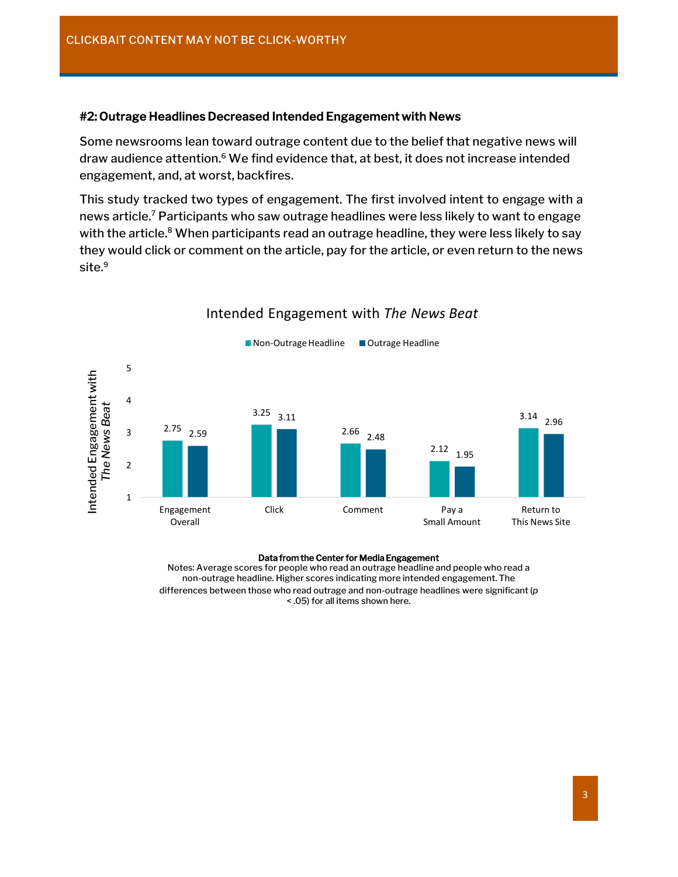#### #2: Outrage Headlines Decreased Intended Engagement with News

Some newsrooms lean toward outrage content due to the belief that negative news will draw audience attention.[6] We find evidence that, at best, it does not increase intended engagement, and, at worst, backfires.

This study tracked two types of engagement. The first involved intent to engage with a news article.[7] Participants who saw outrage headlines were less likely to want to engage with the article.[8] When participants read an outrage headline, they were less likely to say they would click or comment on the article, pay for the article, or even return to the news site.[9]

Intended Engagement with *The News Beat*

| | Non-Outrage Headline | Outrage Headline |
|---|---|---|
| Engagement Overall | 2.75 | 2.59 |
| Click | 3.25 | 3.11 |
| Comment | 2.66 | 2.48 |
| Pay a Small Amount | 2.12 | 1.95 |
| Return to This News Site | 3.14 | 2.96 |

**Data from the Center for Media Engagement**

Notes: Average scores for people who read an outrage headline and people who read a non-outrage headline. Higher scores indicating more intended engagement. The differences between those who read outrage and non-outrage headlines were significant ($p < .05$) for all items shown here.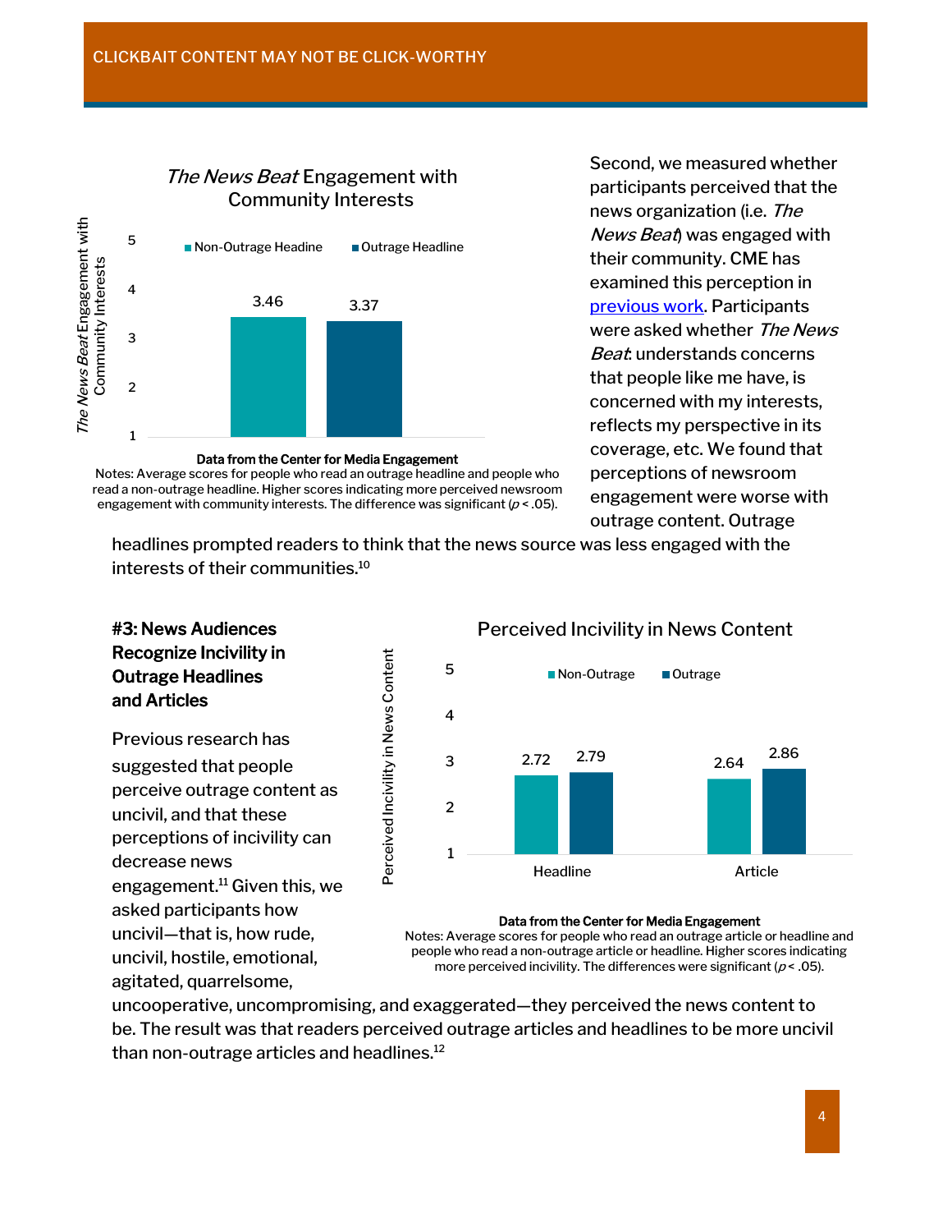*The News Beat* Engagement with Community Interests

| | Non-Outrage Headine | Outrage Headline |
|---|---|---|
| *The News Beat* Engagement with Community Interests | 3.46 | 3.37 |

**Data from the Center for Media Engagement**

Notes: Average scores for people who read an outrage headline and people who read a non-outrage headline. Higher scores indicating more perceived newsroom engagement with community interests. The difference was significant ($p < .05$).

Second, we measured whether participants perceived that the news organization (i.e. *The News Beat*) was engaged with their community. CME has examined this perception in previous work. Participants were asked whether *The News Beat*: understands concerns that people like me have, is concerned with my interests, reflects my perspective in its coverage, etc. We found that perceptions of newsroom engagement were worse with outrage content. Outrage headlines prompted readers to think that the news source was less engaged with the interests of their communities.[10]

### #3: News Audiences Recognize Incivility in Outrage Headlines and Articles

Previous research has suggested that people perceive outrage content as uncivil, and that these perceptions of incivility can decrease news engagement.[11] Given this, we asked participants how uncivil—that is, how rude, uncivil, hostile, emotional, agitated, quarrelsome, uncooperative, uncompromising, and exaggerated—they perceived the news content to be. The result was that readers perceived outrage articles and headlines to be more uncivil than non-outrage articles and headlines.[12]

Perceived Incivility in News Content

| | Non-Outrage | Outrage |
|---|---|---|
| Headline | 2.72 | 2.79 |
| Article | 2.64 | 2.86 |

**Data from the Center for Media Engagement**

Notes: Average scores for people who read an outrage article or headline and people who read a non-outrage article or headline. Higher scores indicating more perceived incivility. The differences were significant ($p < .05$).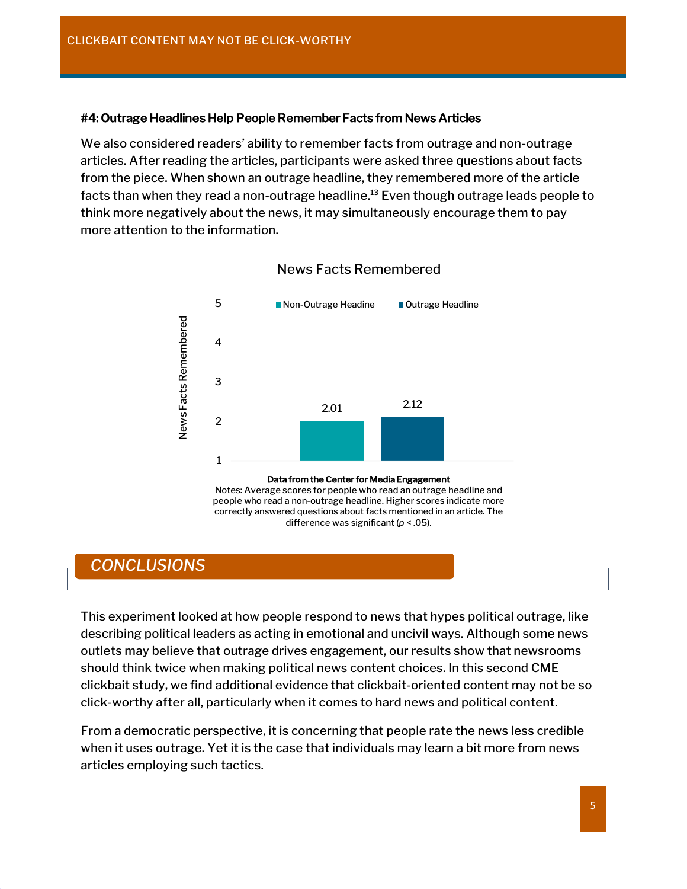#### #4: Outrage Headlines Help People Remember Facts from News Articles

We also considered readers' ability to remember facts from outrage and non-outrage articles. After reading the articles, participants were asked three questions about facts from the piece. When shown an outrage headline, they remembered more of the article facts than when they read a non-outrage headline.[13] Even though outrage leads people to think more negatively about the news, it may simultaneously encourage them to pay more attention to the information.

News Facts Remembered

| | Non-Outrage Headine | Outrage Headline |
|---|---|---|
| News Facts Remembered | 2.01 | 2.12 |

**Data from the Center for Media Engagement**
Notes: Average scores for people who read an outrage headline and people who read a non-outrage headline. Higher scores indicate more correctly answered questions about facts mentioned in an article. The difference was significant ($p < .05$).

## *CONCLUSIONS*

This experiment looked at how people respond to news that hypes political outrage, like describing political leaders as acting in emotional and uncivil ways. Although some news outlets may believe that outrage drives engagement, our results show that newsrooms should think twice when making political news content choices. In this second CME clickbait study, we find additional evidence that clickbait-oriented content may not be so click-worthy after all, particularly when it comes to hard news and political content.

From a democratic perspective, it is concerning that people rate the news less credible when it uses outrage. Yet it is the case that individuals may learn a bit more from news articles employing such tactics.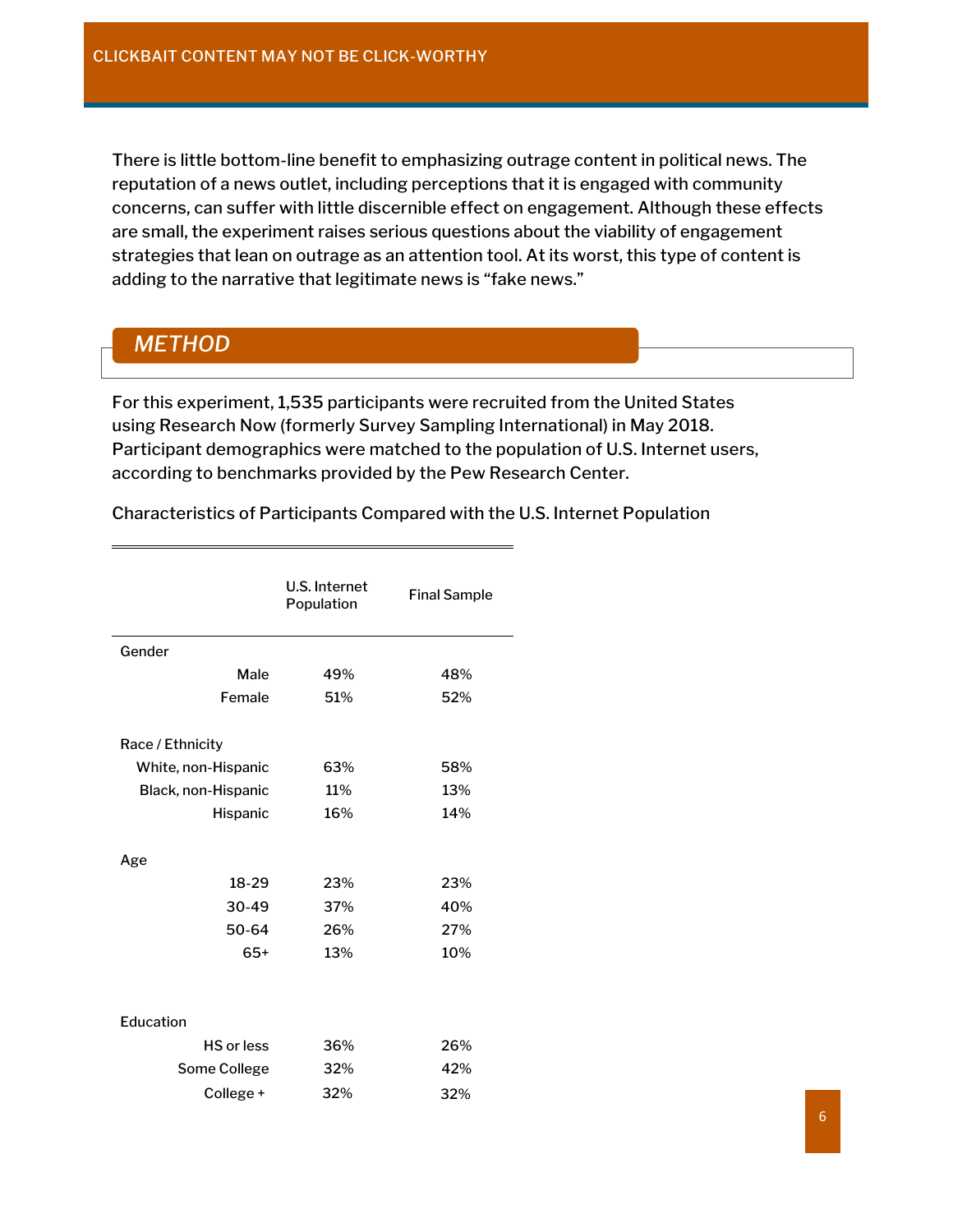There is little bottom-line benefit to emphasizing outrage content in political news. The reputation of a news outlet, including perceptions that it is engaged with community concerns, can suffer with little discernible effect on engagement. Although these effects are small, the experiment raises serious questions about the viability of engagement strategies that lean on outrage as an attention tool. At its worst, this type of content is adding to the narrative that legitimate news is "fake news."

## *METHOD*

For this experiment, 1,535 participants were recruited from the United States using Research Now (formerly Survey Sampling International) in May 2018. Participant demographics were matched to the population of U.S. Internet users, according to benchmarks provided by the Pew Research Center.

Characteristics of Participants Compared with the U.S. Internet Population

| | U.S. Internet Population | Final Sample |
|---|---|---|
| **Gender** | | |
| Male | 49% | 48% |
| Female | 51% | 52% |
| **Race / Ethnicity** | | |
| White, non-Hispanic | 63% | 58% |
| Black, non-Hispanic | 11% | 13% |
| Hispanic | 16% | 14% |
| **Age** | | |
| 18-29 | 23% | 23% |
| 30-49 | 37% | 40% |
| 50-64 | 26% | 27% |
| 65+ | 13% | 10% |
| **Education** | | |
| HS or less | 36% | 26% |
| Some College | 32% | 42% |
| College + | 32% | 32% |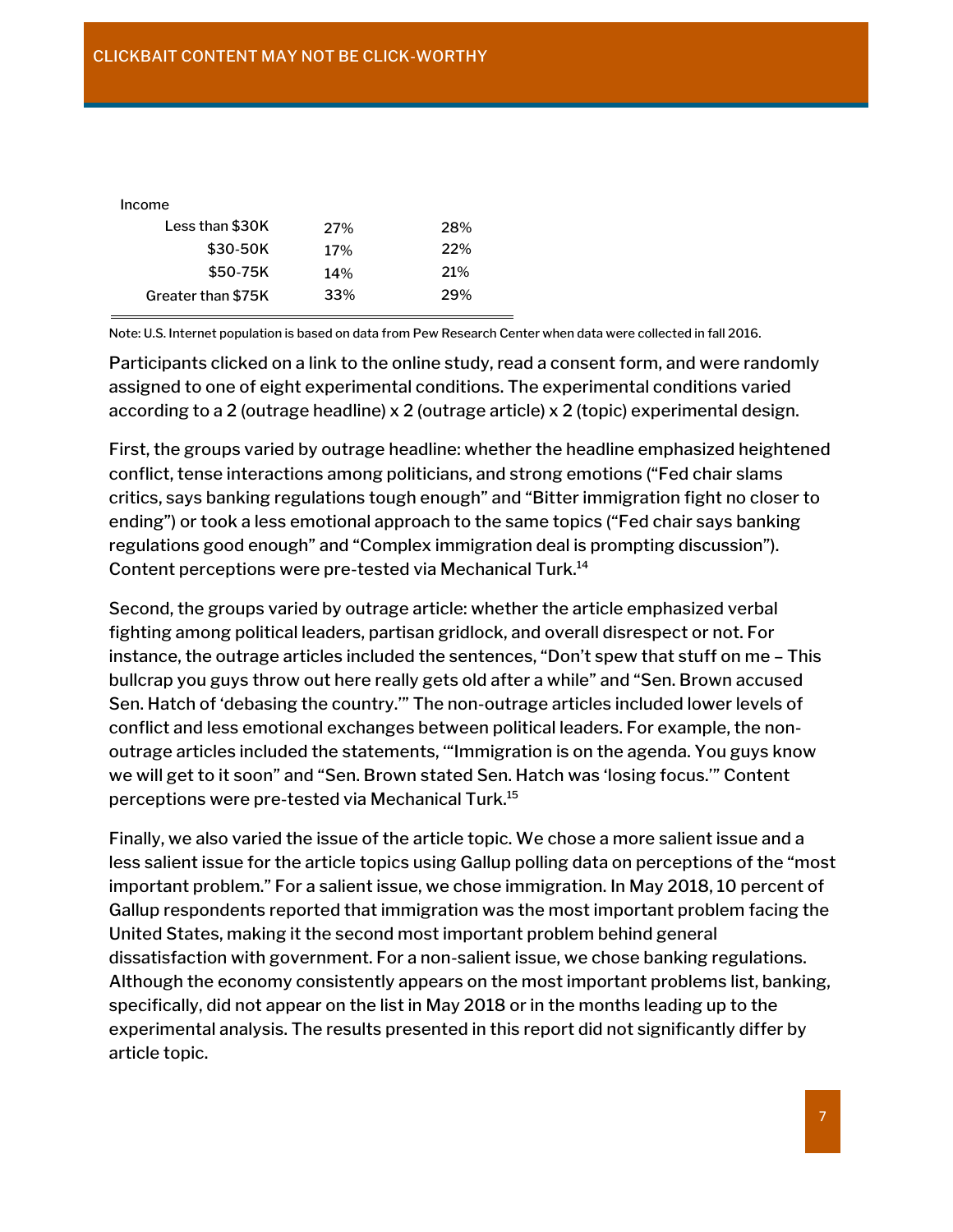| | | |
|---|---|---|
| Income | | |
| Less than $30K | 27% | 28% |
| $30-50K | 17% | 22% |
| $50-75K | 14% | 21% |
| Greater than $75K | 33% | 29% |

Note: U.S. Internet population is based on data from Pew Research Center when data were collected in fall 2016.

Participants clicked on a link to the online study, read a consent form, and were randomly assigned to one of eight experimental conditions. The experimental conditions varied according to a 2 (outrage headline) x 2 (outrage article) x 2 (topic) experimental design.

First, the groups varied by outrage headline: whether the headline emphasized heightened conflict, tense interactions among politicians, and strong emotions ("Fed chair slams critics, says banking regulations tough enough" and "Bitter immigration fight no closer to ending") or took a less emotional approach to the same topics ("Fed chair says banking regulations good enough" and "Complex immigration deal is prompting discussion"). Content perceptions were pre-tested via Mechanical Turk.[14]

Second, the groups varied by outrage article: whether the article emphasized verbal fighting among political leaders, partisan gridlock, and overall disrespect or not. For instance, the outrage articles included the sentences, "Don't spew that stuff on me – This bullcrap you guys throw out here really gets old after a while" and "Sen. Brown accused Sen. Hatch of 'debasing the country.'" The non-outrage articles included lower levels of conflict and less emotional exchanges between political leaders. For example, the non-outrage articles included the statements, "'Immigration is on the agenda. You guys know we will get to it soon" and "Sen. Brown stated Sen. Hatch was 'losing focus.'" Content perceptions were pre-tested via Mechanical Turk.[15]

Finally, we also varied the issue of the article topic. We chose a more salient issue and a less salient issue for the article topics using Gallup polling data on perceptions of the "most important problem." For a salient issue, we chose immigration. In May 2018, 10 percent of Gallup respondents reported that immigration was the most important problem facing the United States, making it the second most important problem behind general dissatisfaction with government. For a non-salient issue, we chose banking regulations. Although the economy consistently appears on the most important problems list, banking, specifically, did not appear on the list in May 2018 or in the months leading up to the experimental analysis. The results presented in this report did not significantly differ by article topic.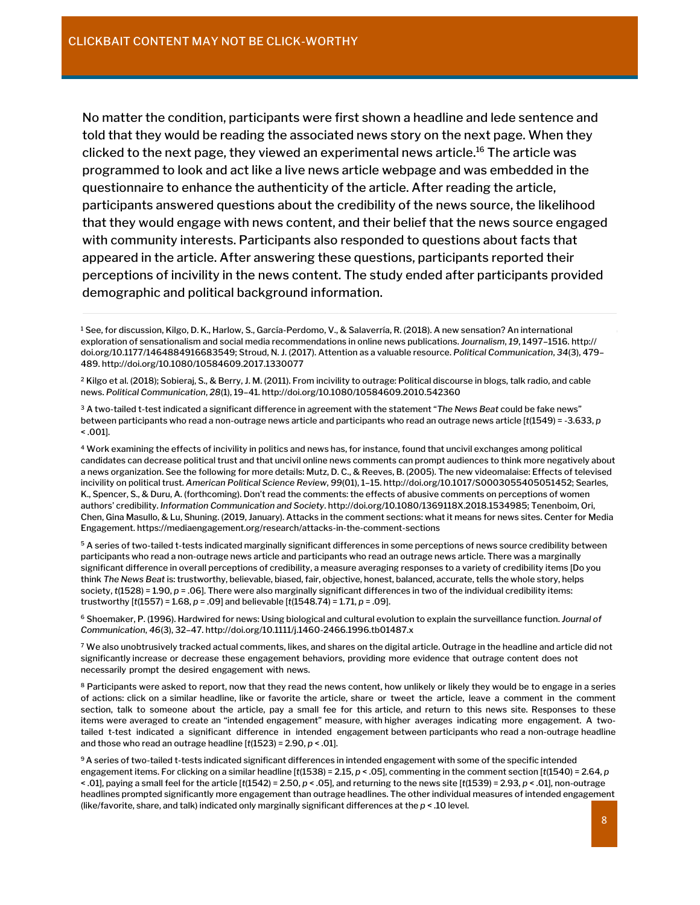No matter the condition, participants were first shown a headline and lede sentence and told that they would be reading the associated news story on the next page. When they clicked to the next page, they viewed an experimental news article.[16] The article was programmed to look and act like a live news article webpage and was embedded in the questionnaire to enhance the authenticity of the article. After reading the article, participants answered questions about the credibility of the news source, the likelihood that they would engage with news content, and their belief that the news source engaged with community interests. Participants also responded to questions about facts that appeared in the article. After answering these questions, participants reported their perceptions of incivility in the news content. The study ended after participants provided demographic and political background information.

---

[1] See, for discussion, Kilgo, D. K., Harlow, S., García-Perdomo, V., & Salaverría, R. (2018). A new sensation? An international exploration of sensationalism and social media recommendations in online news publications. *Journalism*, *19*, 1497–1516. http://doi.org/10.1177/1464884916683549; Stroud, N. J. (2017). Attention as a valuable resource. *Political Communication*, *34*(3), 479–489. http://doi.org/10.1080/10584609.2017.1330077

[2] Kilgo et al. (2018); Sobieraj, S., & Berry, J. M. (2011). From incivility to outrage: Political discourse in blogs, talk radio, and cable news. *Political Communication*, *28*(1), 19–41. http://doi.org/10.1080/10584609.2010.542360

[3] A two-tailed t-test indicated a significant difference in agreement with the statement "*The News Beat* could be fake news" between participants who read a non-outrage news article and participants who read an outrage news article [$t(1549) = -3.633$, $p < .001$].

[4] Work examining the effects of incivility in politics and news has, for instance, found that uncivil exchanges among political candidates can decrease political trust and that uncivil online news comments can prompt audiences to think more negatively about a news organization. See the following for more details: Mutz, D. C., & Reeves, B. (2005). The new videomalaise: Effects of televised incivility on political trust. *American Political Science Review*, *99*(01), 1–15. http://doi.org/10.1017/S0003055405051452; Searles, K., Spencer, S., & Duru, A. (forthcoming). Don't read the comments: the effects of abusive comments on perceptions of women authors' credibility. *Information Communication and Society*. http://doi.org/10.1080/1369118X.2018.1534985; Tenenboim, Ori, Chen, Gina Masullo, & Lu, Shuning. (2019, January). Attacks in the comment sections: what it means for news sites. Center for Media Engagement. https://mediaengagement.org/research/attacks-in-the-comment-sections

[5] A series of two-tailed t-tests indicated marginally significant differences in some perceptions of news source credibility between participants who read a non-outrage news article and participants who read an outrage news article. There was a marginally significant difference in overall perceptions of credibility, a measure averaging responses to a variety of credibility items [Do you think *The News Beat* is: trustworthy, believable, biased, fair, objective, honest, balanced, accurate, tells the whole story, helps society, $t(1528) = 1.90$, $p = .06$]. There were also marginally significant differences in two of the individual credibility items: trustworthy [$t(1557) = 1.68$, $p = .09$] and believable [$t(1548.74) = 1.71$, $p = .09$].

[6] Shoemaker, P. (1996). Hardwired for news: Using biological and cultural evolution to explain the surveillance function. *Journal of Communication*, *46*(3), 32–47. http://doi.org/10.1111/j.1460-2466.1996.tb01487.x

[7] We also unobtrusively tracked actual comments, likes, and shares on the digital article. Outrage in the headline and article did not significantly increase or decrease these engagement behaviors, providing more evidence that outrage content does not necessarily prompt the desired engagement with news.

[8] Participants were asked to report, now that they read the news content, how unlikely or likely they would be to engage in a series of actions: click on a similar headline, like or favorite the article, share or tweet the article, leave a comment in the comment section, talk to someone about the article, pay a small fee for this article, and return to this news site. Responses to these items were averaged to create an "intended engagement" measure, with higher averages indicating more engagement. A two-tailed t-test indicated a significant difference in intended engagement between participants who read a non-outrage headline and those who read an outrage headline [$t(1523) = 2.90$, $p < .01$].

[9] A series of two-tailed t-tests indicated significant differences in intended engagement with some of the specific intended engagement items. For clicking on a similar headline [$t(1538) = 2.15$, $p < .05$], commenting in the comment section [$t(1540) = 2.64$, $p < .01$], paying a small feel for the article [$t(1542) = 2.50$, $p < .05$], and returning to the news site [$t(1539) = 2.93$, $p < .01$], non-outrage headlines prompted significantly more engagement than outrage headlines. The other individual measures of intended engagement (like/favorite, share, and talk) indicated only marginally significant differences at the $p < .10$ level.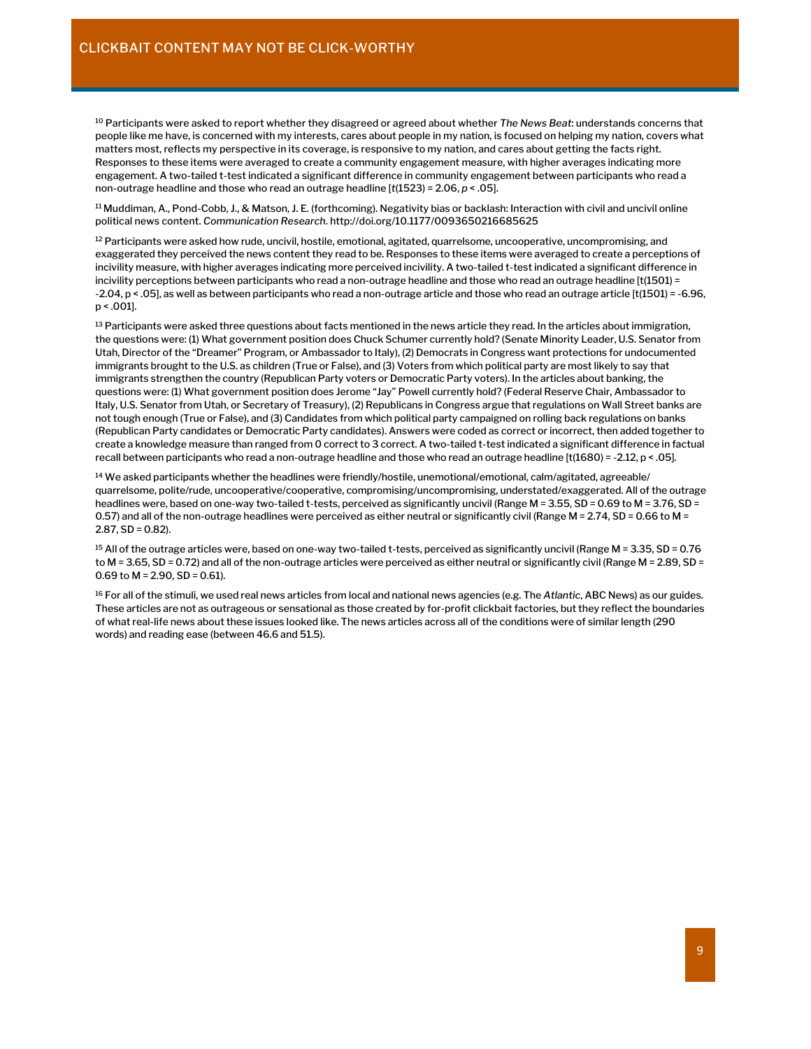[10] Participants were asked to report whether they disagreed or agreed about whether *The News Beat*: understands concerns that people like me have, is concerned with my interests, cares about people in my nation, is focused on helping my nation, covers what matters most, reflects my perspective in its coverage, is responsive to my nation, and cares about getting the facts right. Responses to these items were averaged to create a community engagement measure, with higher averages indicating more engagement. A two-tailed t-test indicated a significant difference in community engagement between participants who read a non-outrage headline and those who read an outrage headline [$t(1523) = 2.06$, $p < .05$].

[11] Muddiman, A., Pond-Cobb, J., & Matson, J. E. (forthcoming). Negativity bias or backlash: Interaction with civil and uncivil online political news content. *Communication Research*. http://doi.org/10.1177/0093650216685625

[12] Participants were asked how rude, uncivil, hostile, emotional, agitated, quarrelsome, uncooperative, uncompromising, and exaggerated they perceived the news content they read to be. Responses to these items were averaged to create a perceptions of incivility measure, with higher averages indicating more perceived incivility. A two-tailed t-test indicated a significant difference in incivility perceptions between participants who read a non-outrage headline and those who read an outrage headline [$t(1501) = -2.04$, $p < .05$], as well as between participants who read a non-outrage article and those who read an outrage article [$t(1501) = -6.96$, $p < .001$].

[13] Participants were asked three questions about facts mentioned in the news article they read. In the articles about immigration, the questions were: (1) What government position does Chuck Schumer currently hold? (Senate Minority Leader, U.S. Senator from Utah, Director of the "Dreamer" Program, or Ambassador to Italy), (2) Democrats in Congress want protections for undocumented immigrants brought to the U.S. as children (True or False), and (3) Voters from which political party are most likely to say that immigrants strengthen the country (Republican Party voters or Democratic Party voters). In the articles about banking, the questions were: (1) What government position does Jerome "Jay" Powell currently hold? (Federal Reserve Chair, Ambassador to Italy, U.S. Senator from Utah, or Secretary of Treasury), (2) Republicans in Congress argue that regulations on Wall Street banks are not tough enough (True or False), and (3) Candidates from which political party campaigned on rolling back regulations on banks (Republican Party candidates or Democratic Party candidates). Answers were coded as correct or incorrect, then added together to create a knowledge measure than ranged from 0 correct to 3 correct. A two-tailed t-test indicated a significant difference in factual recall between participants who read a non-outrage headline and those who read an outrage headline [$t(1680) = -2.12$, $p < .05$].

[14] We asked participants whether the headlines were friendly/hostile, unemotional/emotional, calm/agitated, agreeable/quarrelsome, polite/rude, uncooperative/cooperative, compromising/uncompromising, understated/exaggerated. All of the outrage headlines were, based on one-way two-tailed t-tests, perceived as significantly uncivil (Range $M = 3.55$, $SD = 0.69$ to $M = 3.76$, $SD = 0.57$) and all of the non-outrage headlines were perceived as either neutral or significantly civil (Range $M = 2.74$, $SD = 0.66$ to $M = 2.87$, $SD = 0.82$).

[15] All of the outrage articles were, based on one-way two-tailed t-tests, perceived as significantly uncivil (Range $M = 3.35$, $SD = 0.76$ to $M = 3.65$, $SD = 0.72$) and all of the non-outrage articles were perceived as either neutral or significantly civil (Range $M = 2.89$, $SD = 0.69$ to $M = 2.90$, $SD = 0.61$).

[16] For all of the stimuli, we used real news articles from local and national news agencies (e.g. The *Atlantic*, ABC News) as our guides. These articles are not as outrageous or sensational as those created by for-profit clickbait factories, but they reflect the boundaries of what real-life news about these issues looked like. The news articles across all of the conditions were of similar length (290 words) and reading ease (between 46.6 and 51.5).